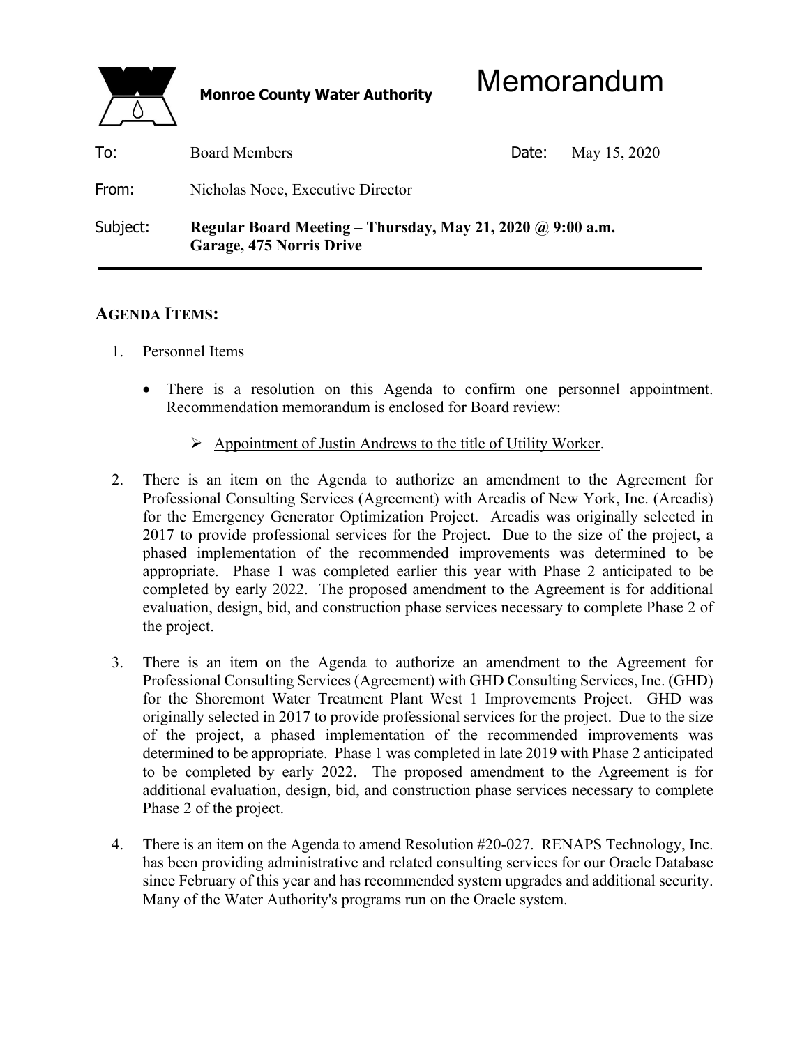**Monroe County Water Authority**

# Memorandum

| | | | |
|---|---|---|---|
| To: | Board Members | Date: | May 15, 2020 |
| From: | Nicholas Noce, Executive Director | | |
| Subject: | **Regular Board Meeting – Thursday, May 21, 2020 @ 9:00 a.m. Garage, 475 Norris Drive** | | |

---

## AGENDA ITEMS:

1. Personnel Items

   - There is a resolution on this Agenda to confirm one personnel appointment. Recommendation memorandum is enclosed for Board review:

     - Appointment of Justin Andrews to the title of Utility Worker.

2. There is an item on the Agenda to authorize an amendment to the Agreement for Professional Consulting Services (Agreement) with Arcadis of New York, Inc. (Arcadis) for the Emergency Generator Optimization Project. Arcadis was originally selected in 2017 to provide professional services for the Project. Due to the size of the project, a phased implementation of the recommended improvements was determined to be appropriate. Phase 1 was completed earlier this year with Phase 2 anticipated to be completed by early 2022. The proposed amendment to the Agreement is for additional evaluation, design, bid, and construction phase services necessary to complete Phase 2 of the project.

3. There is an item on the Agenda to authorize an amendment to the Agreement for Professional Consulting Services (Agreement) with GHD Consulting Services, Inc. (GHD) for the Shoremont Water Treatment Plant West 1 Improvements Project. GHD was originally selected in 2017 to provide professional services for the project. Due to the size of the project, a phased implementation of the recommended improvements was determined to be appropriate. Phase 1 was completed in late 2019 with Phase 2 anticipated to be completed by early 2022. The proposed amendment to the Agreement is for additional evaluation, design, bid, and construction phase services necessary to complete Phase 2 of the project.

4. There is an item on the Agenda to amend Resolution #20-027. RENAPS Technology, Inc. has been providing administrative and related consulting services for our Oracle Database since February of this year and has recommended system upgrades and additional security. Many of the Water Authority's programs run on the Oracle system.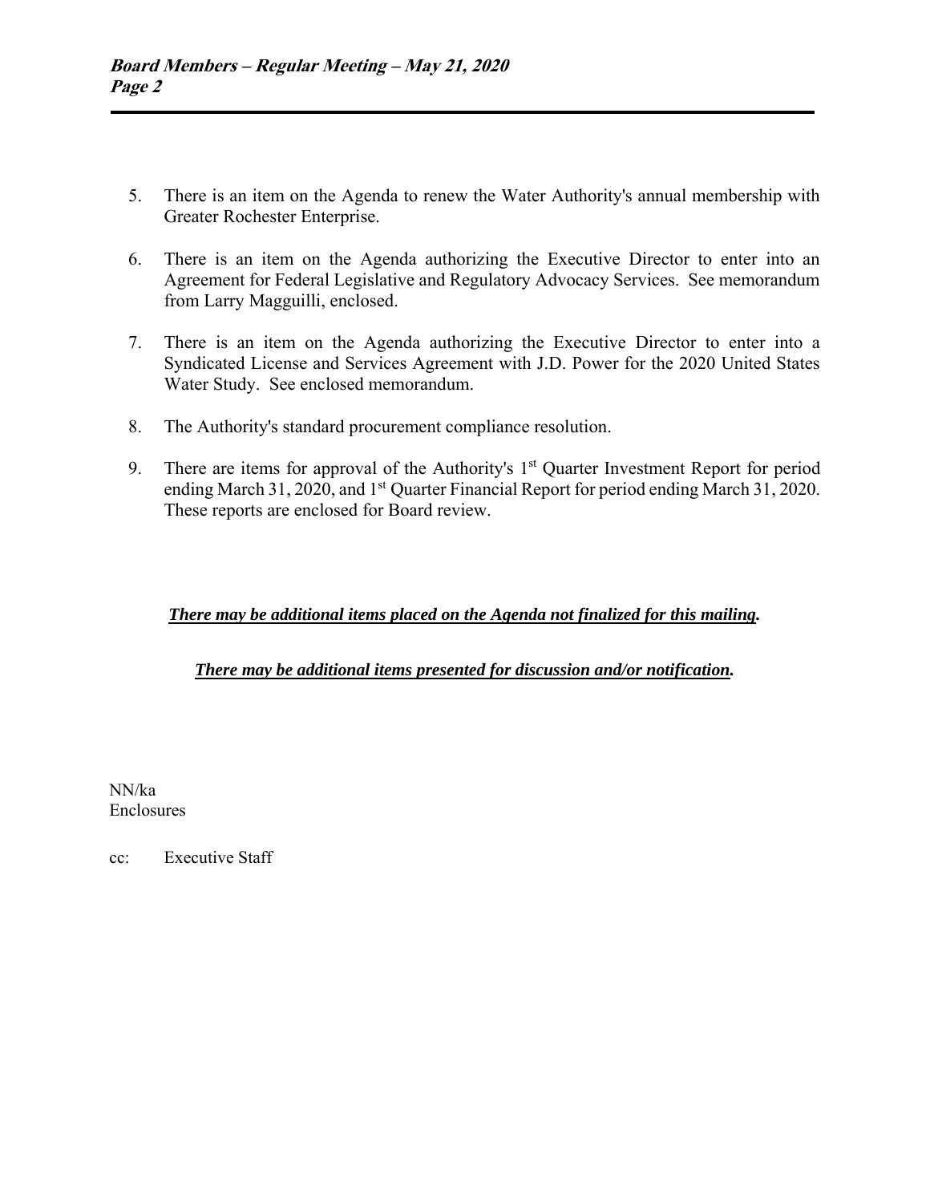5. There is an item on the Agenda to renew the Water Authority's annual membership with Greater Rochester Enterprise.

6. There is an item on the Agenda authorizing the Executive Director to enter into an Agreement for Federal Legislative and Regulatory Advocacy Services. See memorandum from Larry Magguilli, enclosed.

7. There is an item on the Agenda authorizing the Executive Director to enter into a Syndicated License and Services Agreement with J.D. Power for the 2020 United States Water Study. See enclosed memorandum.

8. The Authority's standard procurement compliance resolution.

9. There are items for approval of the Authority's 1st Quarter Investment Report for period ending March 31, 2020, and 1st Quarter Financial Report for period ending March 31, 2020. These reports are enclosed for Board review.

***There may be additional items placed on the Agenda not finalized for this mailing.***

***There may be additional items presented for discussion and/or notification.***

NN/ka
Enclosures

cc: Executive Staff